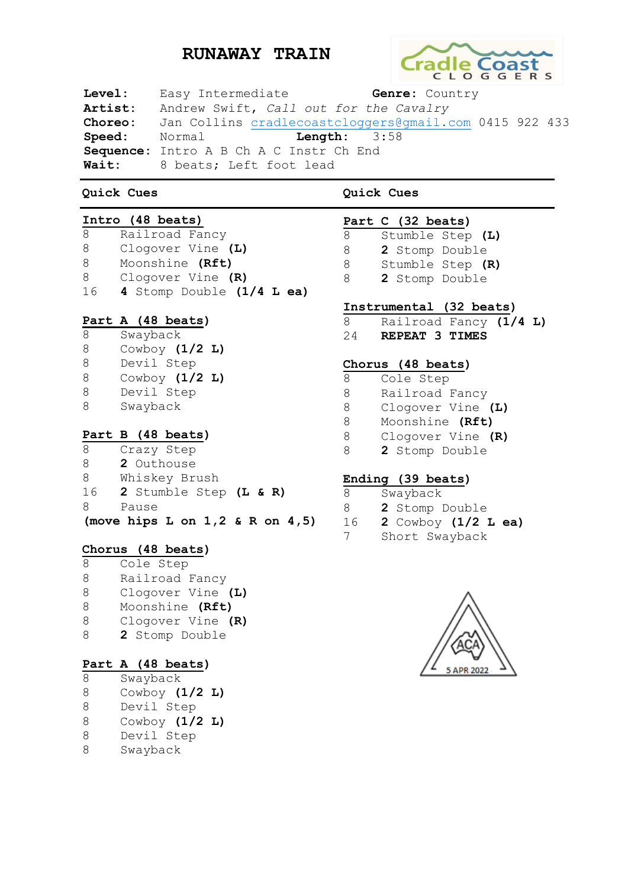# RUNAWAY TRAIN

Cradle Coast CLOGGERS

**Level:** Easy Intermediate **Genre:** Country
**Artist:** Andrew Swift, *Call out for the Cavalry*
**Choreo:** Jan Collins cradlecoastcloggers@gmail.com 0415 922 433
**Speed:** Normal **Length:** 3:58
**Sequence:** Intro A B Ch A C Instr Ch End
**Wait:** 8 beats; Left foot lead

## Quick Cues

**Intro (48 beats)**

| | |
|---|---|
| 8 | Railroad Fancy |
| 8 | Clogover Vine **(L)** |
| 8 | Moonshine **(Rft)** |
| 8 | Clogover Vine **(R)** |
| 16 | **4** Stomp Double **(1/4 L ea)** |

**Part A (48 beats)**

| | |
|---|---|
| 8 | Swayback |
| 8 | Cowboy **(1/2 L)** |
| 8 | Devil Step |
| 8 | Cowboy **(1/2 L)** |
| 8 | Devil Step |
| 8 | Swayback |

**Part B (48 beats)**

| | |
|---|---|
| 8 | Crazy Step |
| 8 | **2** Outhouse |
| 8 | Whiskey Brush |
| 16 | **2** Stumble Step **(L & R)** |
| 8 | Pause |

**(move hips L on 1,2 & R on 4,5)**

**Chorus (48 beats)**

| | |
|---|---|
| 8 | Cole Step |
| 8 | Railroad Fancy |
| 8 | Clogover Vine **(L)** |
| 8 | Moonshine **(Rft)** |
| 8 | Clogover Vine **(R)** |
| 8 | **2** Stomp Double |

**Part A (48 beats)**

| | |
|---|---|
| 8 | Swayback |
| 8 | Cowboy **(1/2 L)** |
| 8 | Devil Step |
| 8 | Cowboy **(1/2 L)** |
| 8 | Devil Step |
| 8 | Swayback |

## Quick Cues

**Part C (32 beats)**

| | |
|---|---|
| 8 | Stumble Step **(L)** |
| 8 | **2** Stomp Double |
| 8 | Stumble Step **(R)** |
| 8 | **2** Stomp Double |

**Instrumental (32 beats)**

| | |
|---|---|
| 8 | Railroad Fancy **(1/4 L)** |
| 24 | **REPEAT 3 TIMES** |

**Chorus (48 beats)**

| | |
|---|---|
| 8 | Cole Step |
| 8 | Railroad Fancy |
| 8 | Clogover Vine **(L)** |
| 8 | Moonshine **(Rft)** |
| 8 | Clogover Vine **(R)** |
| 8 | **2** Stomp Double |

**Ending (39 beats)**

| | |
|---|---|
| 8 | Swayback |
| 8 | **2** Stomp Double |
| 16 | **2** Cowboy **(1/2 L ea)** |
| 7 | Short Swayback |

ACA 5 APR 2022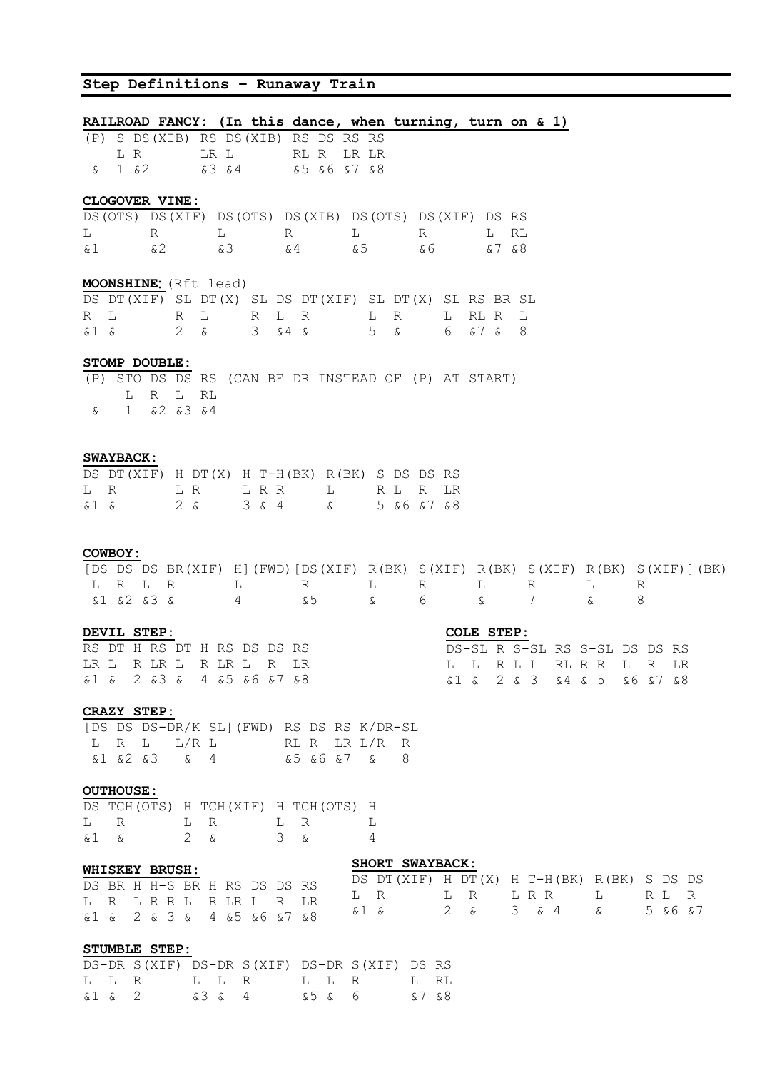## Step Definitions – Runaway Train

**RAILROAD FANCY: (In this dance, when turning, turn on & 1)**

```
(P) S DS(XIB) RS DS(XIB) RS DS RS RS
    L R       LR L       RL R  LR LR
 &  1 &2      &3 &4      &5 &6 &7 &8
```

**CLOGOVER VINE:**

```
DS(OTS) DS(XIF) DS(OTS) DS(XIB) DS(OTS) DS(XIF) DS RS
L       R       L       R       L       R       L  RL
&1      &2      &3      &4      &5      &6      &7 &8
```

**MOONSHINE:** (Rft lead)

```
DS DT(XIF) SL DT(X) SL DS DT(XIF) SL DT(X) SL RS BR SL
R  L       R  L     R  L  R       L  R     L  RL R  L
&1 &       2  &     3  &4 &       5  &     6  &7 &  8
```

**STOMP DOUBLE:**

```
(P) STO DS DS RS (CAN BE DR INSTEAD OF (P) AT START)
    L   R  L  RL
 &  1   &2 &3 &4
```

**SWAYBACK:**

```
DS DT(XIF) H DT(X) H T-H(BK) R(BK) S DS DS RS
L  R       L R     L R R     L       R L  R  LR
&1 &       2 &     3 & 4     &       5 &6 &7 &8
```

**COWBOY:**

```
[DS DS DS BR(XIF) H](FWD)[DS(XIF) R(BK) S(XIF) R(BK) S(XIF) R(BK) S(XIF)](BK)
 L  R  L  R       L       R       L     R      L     R      L     R
 &1 &2 &3 &       4       &5      &     6      &     7      &     8
```

**DEVIL STEP:**

```
RS DT H RS DT H RS DS DS RS
LR L  R LR L  R LR L  R  LR
&1 &  2 &3 &  4 &5 &6 &7 &8
```

**COLE STEP:**

```
DS-SL R S-SL RS S-SL DS DS RS
L  L  R L L  RL R R  L  R  LR
&1 &  2 & 3  &4 & 5  &6 &7 &8
```

**CRAZY STEP:**

```
[DS DS DS-DR/K SL](FWD) RS DS RS K/DR-SL
 L  R  L  L/R  L        RL R  LR L/R  R
 &1 &2 &3 &    4        &5 &6 &7 &    8
```

**OUTHOUSE:**

```
DS TCH(OTS) H TCH(XIF) H TCH(OTS) H
L  R        L R        L R        L
&1 &        2 &        3 &        4
```

**WHISKEY BRUSH:**

```
DS BR H H-S BR H RS DS DS RS
L  R  L R R L  R LR L  R  LR
&1 &  2 & 3 &  4 &5 &6 &7 &8
```

**SHORT SWAYBACK:**

```
DS DT(XIF) H DT(X) H T-H(BK) R(BK) S DS DS
L  R       L R     L R R     L       R L  R
&1 &       2 &     3 & 4     &       5 &6 &7
```

**STUMBLE STEP:**

```
DS-DR S(XIF) DS-DR S(XIF) DS-DR S(XIF) DS RS
L  L  R      L  L  R      L  L  R      L  RL
&1 &  2      &3 &  4      &5 &  6      &7 &8
```